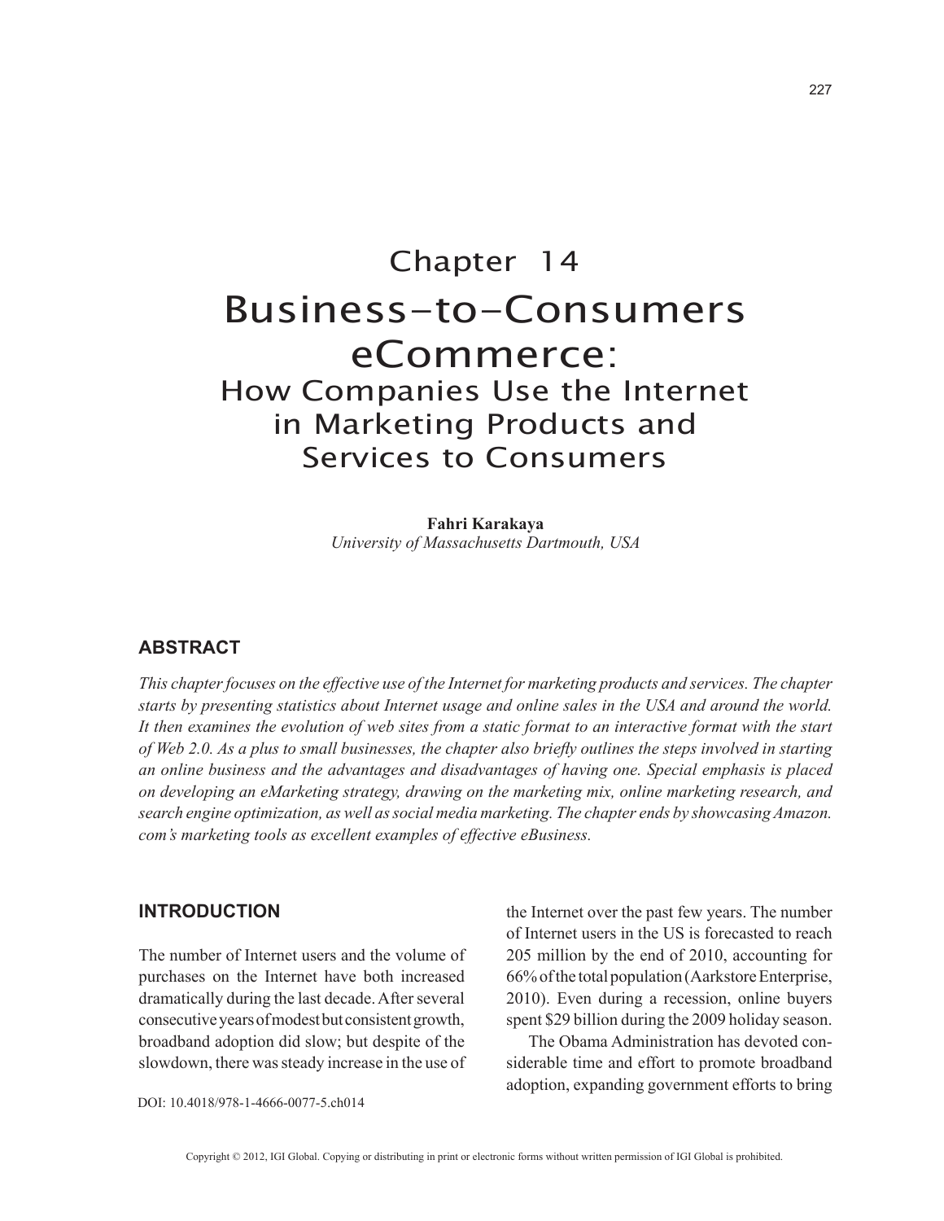# Chapter 14

# Business-to-Consumers eCommerce:

## How Companies Use the Internet in Marketing Products and Services to Consumers

**Fahri Karakaya**
*University of Massachusetts Dartmouth, USA*

## ABSTRACT

*This chapter focuses on the effective use of the Internet for marketing products and services. The chapter starts by presenting statistics about Internet usage and online sales in the USA and around the world. It then examines the evolution of web sites from a static format to an interactive format with the start of Web 2.0. As a plus to small businesses, the chapter also briefly outlines the steps involved in starting an online business and the advantages and disadvantages of having one. Special emphasis is placed on developing an eMarketing strategy, drawing on the marketing mix, online marketing research, and search engine optimization, as well as social media marketing. The chapter ends by showcasing Amazon.com's marketing tools as excellent examples of effective eBusiness.*

## INTRODUCTION

The number of Internet users and the volume of purchases on the Internet have both increased dramatically during the last decade. After several consecutive years of modest but consistent growth, broadband adoption did slow; but despite of the slowdown, there was steady increase in the use of the Internet over the past few years. The number of Internet users in the US is forecasted to reach 205 million by the end of 2010, accounting for 66% of the total population (Aarkstore Enterprise, 2010). Even during a recession, online buyers spent $29 billion during the 2009 holiday season.

The Obama Administration has devoted considerable time and effort to promote broadband adoption, expanding government efforts to bring

DOI: 10.4018/978-1-4666-0077-5.ch014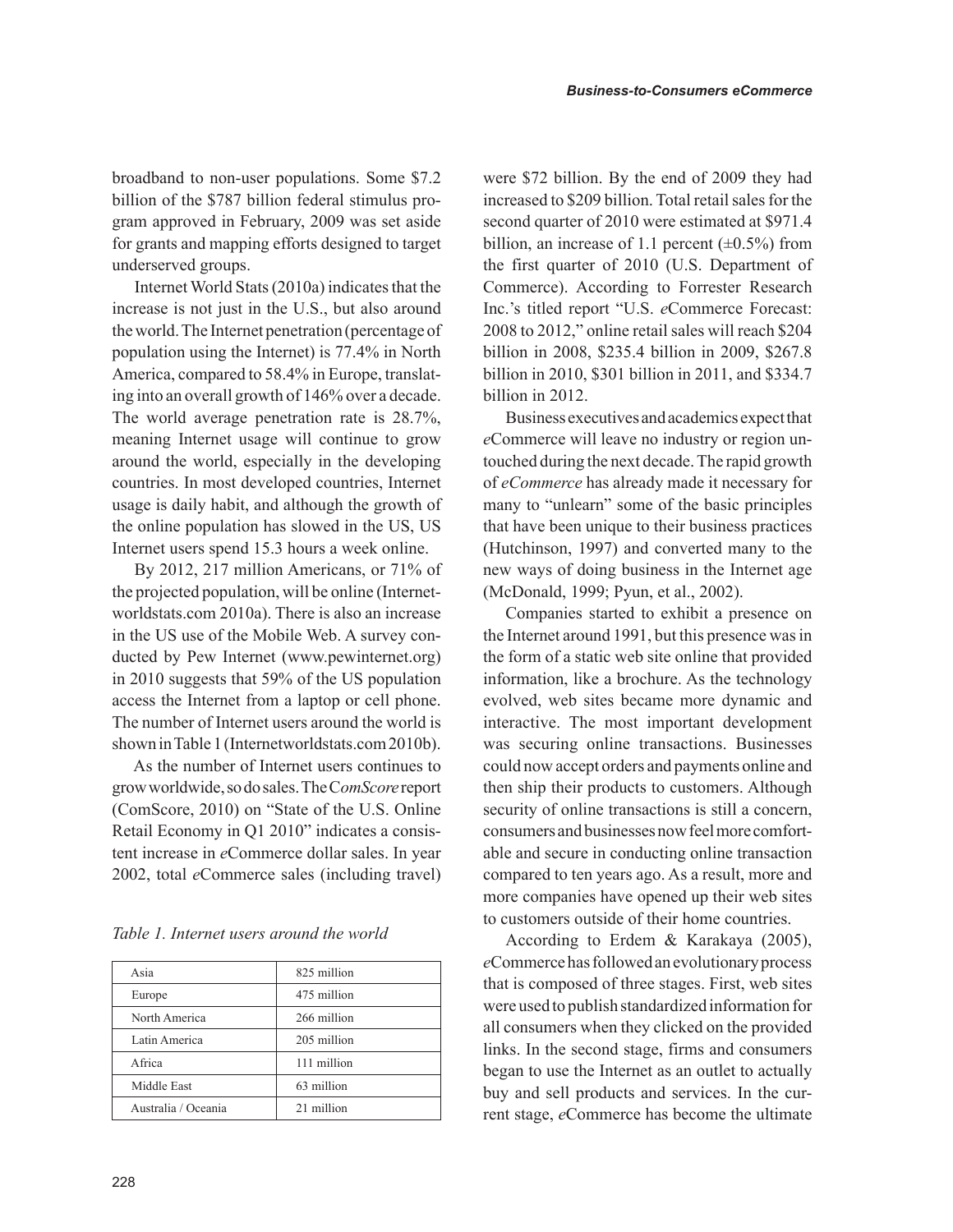broadband to non-user populations. Some $7.2 billion of the $787 billion federal stimulus program approved in February, 2009 was set aside for grants and mapping efforts designed to target underserved groups.

Internet World Stats (2010a) indicates that the increase is not just in the U.S., but also around the world. The Internet penetration (percentage of population using the Internet) is 77.4% in North America, compared to 58.4% in Europe, translating into an overall growth of 146% over a decade. The world average penetration rate is 28.7%, meaning Internet usage will continue to grow around the world, especially in the developing countries. In most developed countries, Internet usage is daily habit, and although the growth of the online population has slowed in the US, US Internet users spend 15.3 hours a week online.

By 2012, 217 million Americans, or 71% of the projected population, will be online (Internetworldstats.com 2010a). There is also an increase in the US use of the Mobile Web. A survey conducted by Pew Internet (www.pewinternet.org) in 2010 suggests that 59% of the US population access the Internet from a laptop or cell phone. The number of Internet users around the world is shown in Table 1 (Internetworldstats.com 2010b).

As the number of Internet users continues to grow worldwide, so do sales. The C*omScore* report (ComScore, 2010) on "State of the U.S. Online Retail Economy in Q1 2010" indicates a consistent increase in *e*Commerce dollar sales. In year 2002, total *e*Commerce sales (including travel) were $72 billion. By the end of 2009 they had increased to $209 billion. Total retail sales for the second quarter of 2010 were estimated at $971.4 billion, an increase of 1.1 percent (±0.5%) from the first quarter of 2010 (U.S. Department of Commerce). According to Forrester Research Inc.'s titled report "U.S. *e*Commerce Forecast: 2008 to 2012," online retail sales will reach $204 billion in 2008, $235.4 billion in 2009, $267.8 billion in 2010, $301 billion in 2011, and $334.7 billion in 2012.

*Table 1. Internet users around the world*

| Region | Users |
|---|---|
| Asia | 825 million |
| Europe | 475 million |
| North America | 266 million |
| Latin America | 205 million |
| Africa | 111 million |
| Middle East | 63 million |
| Australia / Oceania | 21 million |

Business executives and academics expect that *e*Commerce will leave no industry or region untouched during the next decade. The rapid growth of *eCommerce* has already made it necessary for many to "unlearn" some of the basic principles that have been unique to their business practices (Hutchinson, 1997) and converted many to the new ways of doing business in the Internet age (McDonald, 1999; Pyun, et al., 2002).

Companies started to exhibit a presence on the Internet around 1991, but this presence was in the form of a static web site online that provided information, like a brochure. As the technology evolved, web sites became more dynamic and interactive. The most important development was securing online transactions. Businesses could now accept orders and payments online and then ship their products to customers. Although security of online transactions is still a concern, consumers and businesses now feel more comfortable and secure in conducting online transaction compared to ten years ago. As a result, more and more companies have opened up their web sites to customers outside of their home countries.

According to Erdem & Karakaya (2005), *e*Commerce has followed an evolutionary process that is composed of three stages. First, web sites were used to publish standardized information for all consumers when they clicked on the provided links. In the second stage, firms and consumers began to use the Internet as an outlet to actually buy and sell products and services. In the current stage, *e*Commerce has become the ultimate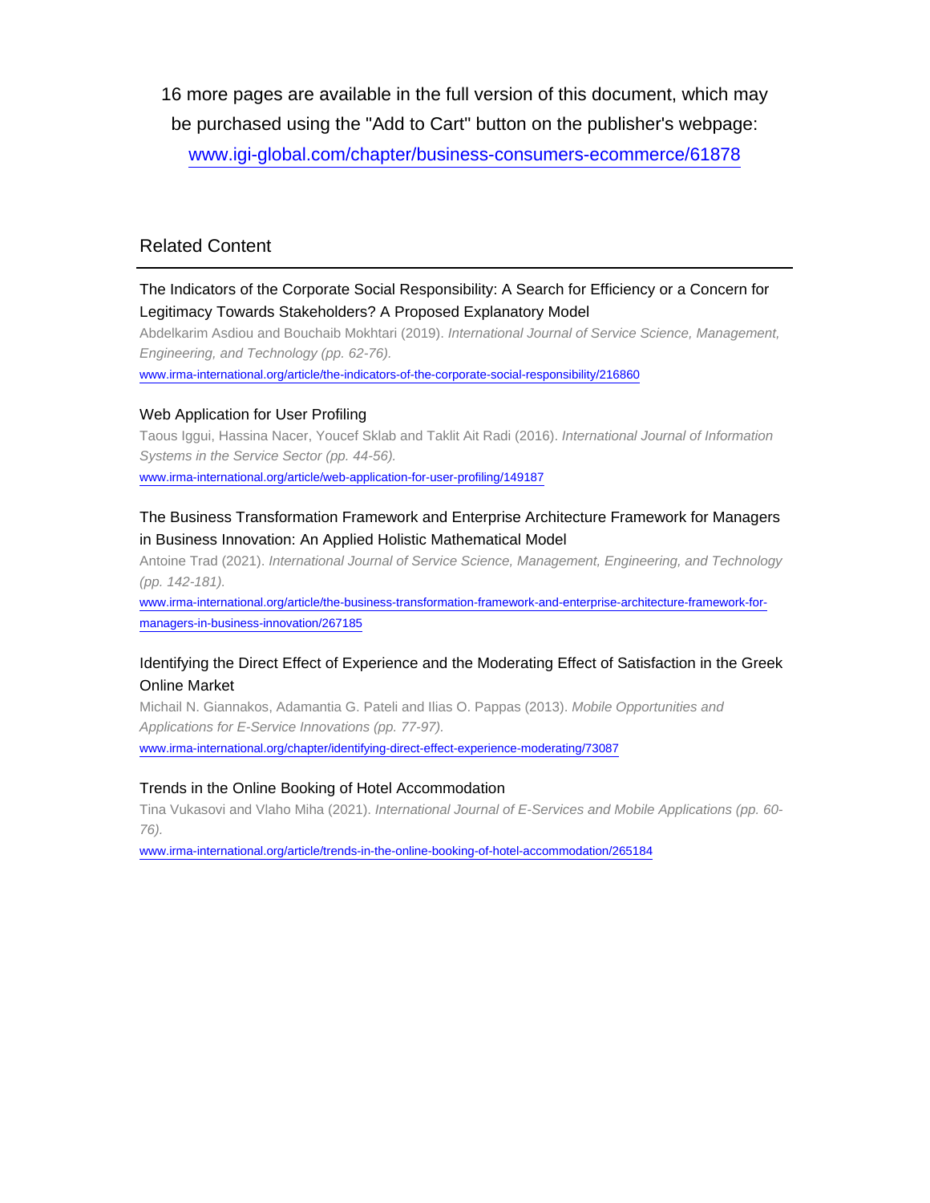16 more pages are available in the full version of this document, which may be purchased using the "Add to Cart" button on the publisher's webpage: www.igi-global.com/chapter/business-consumers-ecommerce/61878

## Related Content

The Indicators of the Corporate Social Responsibility: A Search for Efficiency or a Concern for Legitimacy Towards Stakeholders? A Proposed Explanatory Model
Abdelkarim Asdiou and Bouchaib Mokhtari (2019). *International Journal of Service Science, Management, Engineering, and Technology (pp. 62-76).*
www.irma-international.org/article/the-indicators-of-the-corporate-social-responsibility/216860

Web Application for User Profiling
Taous Iggui, Hassina Nacer, Youcef Sklab and Taklit Ait Radi (2016). *International Journal of Information Systems in the Service Sector (pp. 44-56).*
www.irma-international.org/article/web-application-for-user-profiling/149187

The Business Transformation Framework and Enterprise Architecture Framework for Managers in Business Innovation: An Applied Holistic Mathematical Model
Antoine Trad (2021). *International Journal of Service Science, Management, Engineering, and Technology (pp. 142-181).*
www.irma-international.org/article/the-business-transformation-framework-and-enterprise-architecture-framework-for-managers-in-business-innovation/267185

Identifying the Direct Effect of Experience and the Moderating Effect of Satisfaction in the Greek Online Market
Michail N. Giannakos, Adamantia G. Pateli and Ilias O. Pappas (2013). *Mobile Opportunities and Applications for E-Service Innovations (pp. 77-97).*
www.irma-international.org/chapter/identifying-direct-effect-experience-moderating/73087

Trends in the Online Booking of Hotel Accommodation
Tina Vukasovi and Vlaho Miha (2021). *International Journal of E-Services and Mobile Applications (pp. 60-76).*
www.irma-international.org/article/trends-in-the-online-booking-of-hotel-accommodation/265184